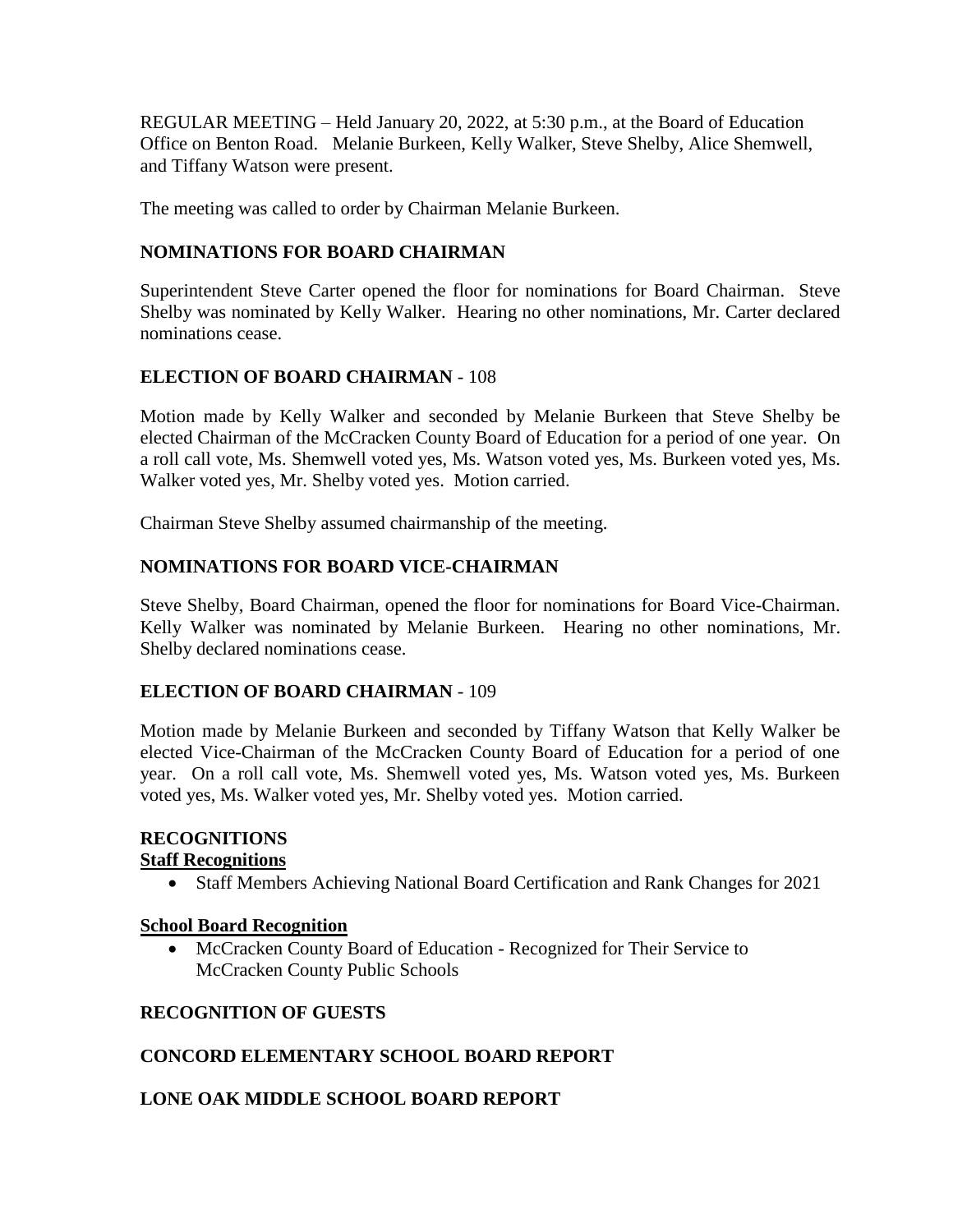REGULAR MEETING – Held January 20, 2022, at 5:30 p.m., at the Board of Education Office on Benton Road. Melanie Burkeen, Kelly Walker, Steve Shelby, Alice Shemwell, and Tiffany Watson were present.

The meeting was called to order by Chairman Melanie Burkeen.

## NOMINATIONS FOR BOARD CHAIRMAN

Superintendent Steve Carter opened the floor for nominations for Board Chairman. Steve Shelby was nominated by Kelly Walker. Hearing no other nominations, Mr. Carter declared nominations cease.

## ELECTION OF BOARD CHAIRMAN - 108

Motion made by Kelly Walker and seconded by Melanie Burkeen that Steve Shelby be elected Chairman of the McCracken County Board of Education for a period of one year. On a roll call vote, Ms. Shemwell voted yes, Ms. Watson voted yes, Ms. Burkeen voted yes, Ms. Walker voted yes, Mr. Shelby voted yes. Motion carried.

Chairman Steve Shelby assumed chairmanship of the meeting.

## NOMINATIONS FOR BOARD VICE-CHAIRMAN

Steve Shelby, Board Chairman, opened the floor for nominations for Board Vice-Chairman. Kelly Walker was nominated by Melanie Burkeen. Hearing no other nominations, Mr. Shelby declared nominations cease.

## ELECTION OF BOARD CHAIRMAN - 109

Motion made by Melanie Burkeen and seconded by Tiffany Watson that Kelly Walker be elected Vice-Chairman of the McCracken County Board of Education for a period of one year. On a roll call vote, Ms. Shemwell voted yes, Ms. Watson voted yes, Ms. Burkeen voted yes, Ms. Walker voted yes, Mr. Shelby voted yes. Motion carried.

## RECOGNITIONS

**Staff Recognitions**

- Staff Members Achieving National Board Certification and Rank Changes for 2021

**School Board Recognition**

- McCracken County Board of Education - Recognized for Their Service to McCracken County Public Schools

## RECOGNITION OF GUESTS

## CONCORD ELEMENTARY SCHOOL BOARD REPORT

## LONE OAK MIDDLE SCHOOL BOARD REPORT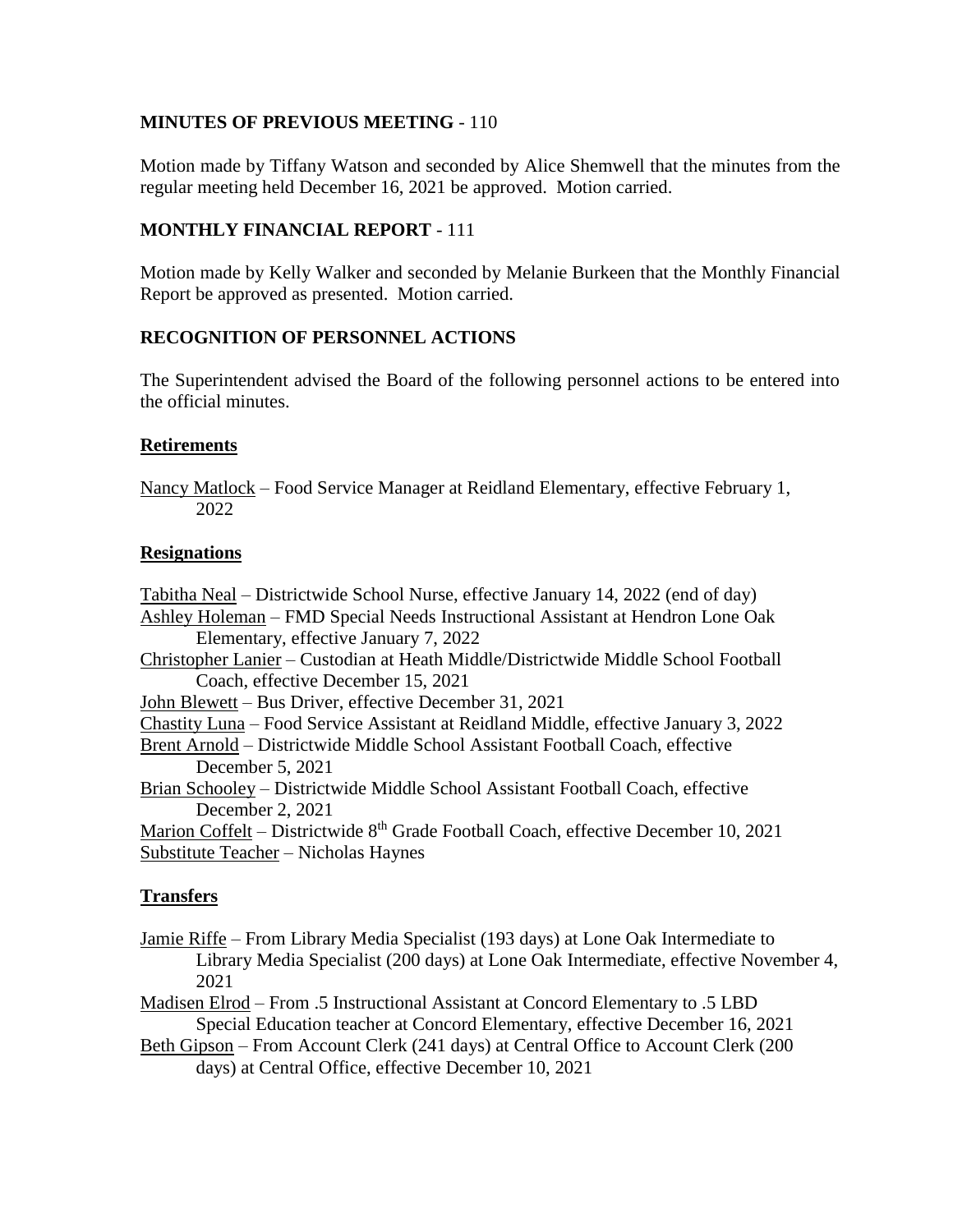**MINUTES OF PREVIOUS MEETING** - 110

Motion made by Tiffany Watson and seconded by Alice Shemwell that the minutes from the regular meeting held December 16, 2021 be approved. Motion carried.

**MONTHLY FINANCIAL REPORT** - 111

Motion made by Kelly Walker and seconded by Melanie Burkeen that the Monthly Financial Report be approved as presented. Motion carried.

**RECOGNITION OF PERSONNEL ACTIONS**

The Superintendent advised the Board of the following personnel actions to be entered into the official minutes.

**Retirements**

Nancy Matlock – Food Service Manager at Reidland Elementary, effective February 1, 2022

**Resignations**

Tabitha Neal – Districtwide School Nurse, effective January 14, 2022 (end of day)
Ashley Holeman – FMD Special Needs Instructional Assistant at Hendron Lone Oak Elementary, effective January 7, 2022
Christopher Lanier – Custodian at Heath Middle/Districtwide Middle School Football Coach, effective December 15, 2021
John Blewett – Bus Driver, effective December 31, 2021
Chastity Luna – Food Service Assistant at Reidland Middle, effective January 3, 2022
Brent Arnold – Districtwide Middle School Assistant Football Coach, effective December 5, 2021
Brian Schooley – Districtwide Middle School Assistant Football Coach, effective December 2, 2021
Marion Coffelt – Districtwide 8th Grade Football Coach, effective December 10, 2021
Substitute Teacher – Nicholas Haynes

**Transfers**

Jamie Riffe – From Library Media Specialist (193 days) at Lone Oak Intermediate to Library Media Specialist (200 days) at Lone Oak Intermediate, effective November 4, 2021
Madisen Elrod – From .5 Instructional Assistant at Concord Elementary to .5 LBD Special Education teacher at Concord Elementary, effective December 16, 2021
Beth Gipson – From Account Clerk (241 days) at Central Office to Account Clerk (200 days) at Central Office, effective December 10, 2021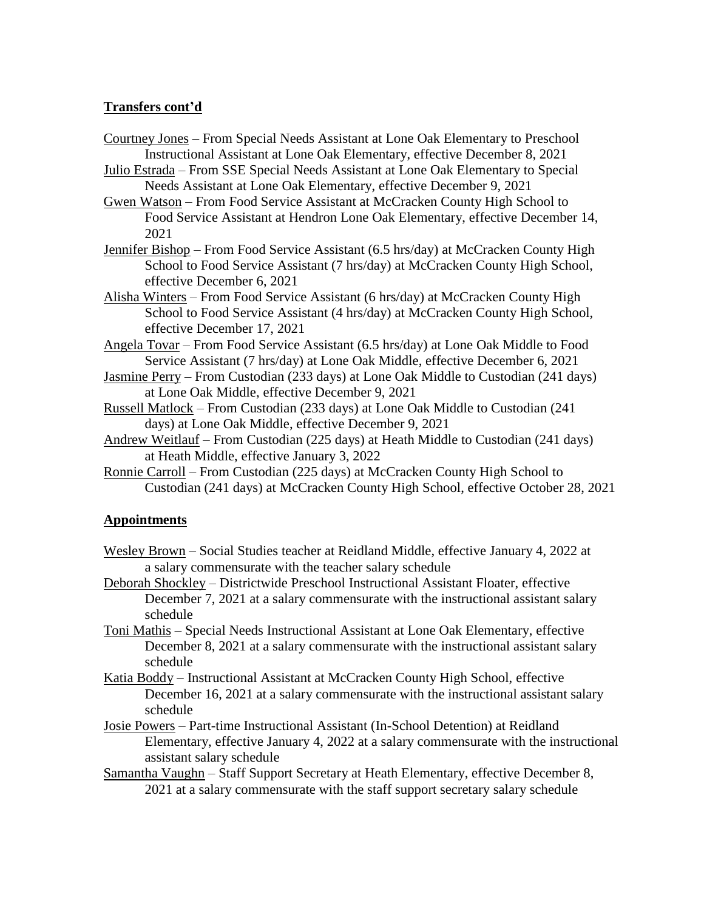## Transfers cont'd

Courtney Jones – From Special Needs Assistant at Lone Oak Elementary to Preschool Instructional Assistant at Lone Oak Elementary, effective December 8, 2021

Julio Estrada – From SSE Special Needs Assistant at Lone Oak Elementary to Special Needs Assistant at Lone Oak Elementary, effective December 9, 2021

Gwen Watson – From Food Service Assistant at McCracken County High School to Food Service Assistant at Hendron Lone Oak Elementary, effective December 14, 2021

Jennifer Bishop – From Food Service Assistant (6.5 hrs/day) at McCracken County High School to Food Service Assistant (7 hrs/day) at McCracken County High School, effective December 6, 2021

Alisha Winters – From Food Service Assistant (6 hrs/day) at McCracken County High School to Food Service Assistant (4 hrs/day) at McCracken County High School, effective December 17, 2021

Angela Tovar – From Food Service Assistant (6.5 hrs/day) at Lone Oak Middle to Food Service Assistant (7 hrs/day) at Lone Oak Middle, effective December 6, 2021

Jasmine Perry – From Custodian (233 days) at Lone Oak Middle to Custodian (241 days) at Lone Oak Middle, effective December 9, 2021

Russell Matlock – From Custodian (233 days) at Lone Oak Middle to Custodian (241 days) at Lone Oak Middle, effective December 9, 2021

Andrew Weitlauf – From Custodian (225 days) at Heath Middle to Custodian (241 days) at Heath Middle, effective January 3, 2022

Ronnie Carroll – From Custodian (225 days) at McCracken County High School to Custodian (241 days) at McCracken County High School, effective October 28, 2021

## Appointments

Wesley Brown – Social Studies teacher at Reidland Middle, effective January 4, 2022 at a salary commensurate with the teacher salary schedule

Deborah Shockley – Districtwide Preschool Instructional Assistant Floater, effective December 7, 2021 at a salary commensurate with the instructional assistant salary schedule

Toni Mathis – Special Needs Instructional Assistant at Lone Oak Elementary, effective December 8, 2021 at a salary commensurate with the instructional assistant salary schedule

Katia Boddy – Instructional Assistant at McCracken County High School, effective December 16, 2021 at a salary commensurate with the instructional assistant salary schedule

Josie Powers – Part-time Instructional Assistant (In-School Detention) at Reidland Elementary, effective January 4, 2022 at a salary commensurate with the instructional assistant salary schedule

Samantha Vaughn – Staff Support Secretary at Heath Elementary, effective December 8, 2021 at a salary commensurate with the staff support secretary salary schedule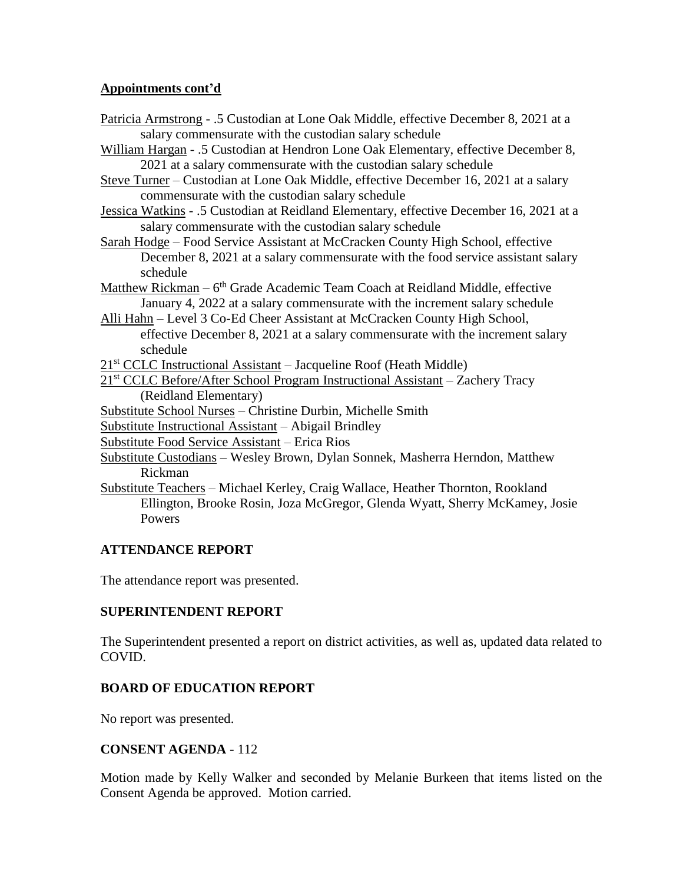## Appointments cont'd

Patricia Armstrong - .5 Custodian at Lone Oak Middle, effective December 8, 2021 at a salary commensurate with the custodian salary schedule

William Hargan - .5 Custodian at Hendron Lone Oak Elementary, effective December 8, 2021 at a salary commensurate with the custodian salary schedule

Steve Turner – Custodian at Lone Oak Middle, effective December 16, 2021 at a salary commensurate with the custodian salary schedule

Jessica Watkins - .5 Custodian at Reidland Elementary, effective December 16, 2021 at a salary commensurate with the custodian salary schedule

Sarah Hodge – Food Service Assistant at McCracken County High School, effective December 8, 2021 at a salary commensurate with the food service assistant salary schedule

Matthew Rickman – 6th Grade Academic Team Coach at Reidland Middle, effective January 4, 2022 at a salary commensurate with the increment salary schedule

Alli Hahn – Level 3 Co-Ed Cheer Assistant at McCracken County High School, effective December 8, 2021 at a salary commensurate with the increment salary schedule

21st CCLC Instructional Assistant – Jacqueline Roof (Heath Middle)

21st CCLC Before/After School Program Instructional Assistant – Zachery Tracy (Reidland Elementary)

Substitute School Nurses – Christine Durbin, Michelle Smith

Substitute Instructional Assistant – Abigail Brindley

Substitute Food Service Assistant – Erica Rios

Substitute Custodians – Wesley Brown, Dylan Sonnek, Masherra Herndon, Matthew Rickman

Substitute Teachers – Michael Kerley, Craig Wallace, Heather Thornton, Rookland Ellington, Brooke Rosin, Joza McGregor, Glenda Wyatt, Sherry McKamey, Josie Powers

## ATTENDANCE REPORT

The attendance report was presented.

## SUPERINTENDENT REPORT

The Superintendent presented a report on district activities, as well as, updated data related to COVID.

## BOARD OF EDUCATION REPORT

No report was presented.

## CONSENT AGENDA - 112

Motion made by Kelly Walker and seconded by Melanie Burkeen that items listed on the Consent Agenda be approved. Motion carried.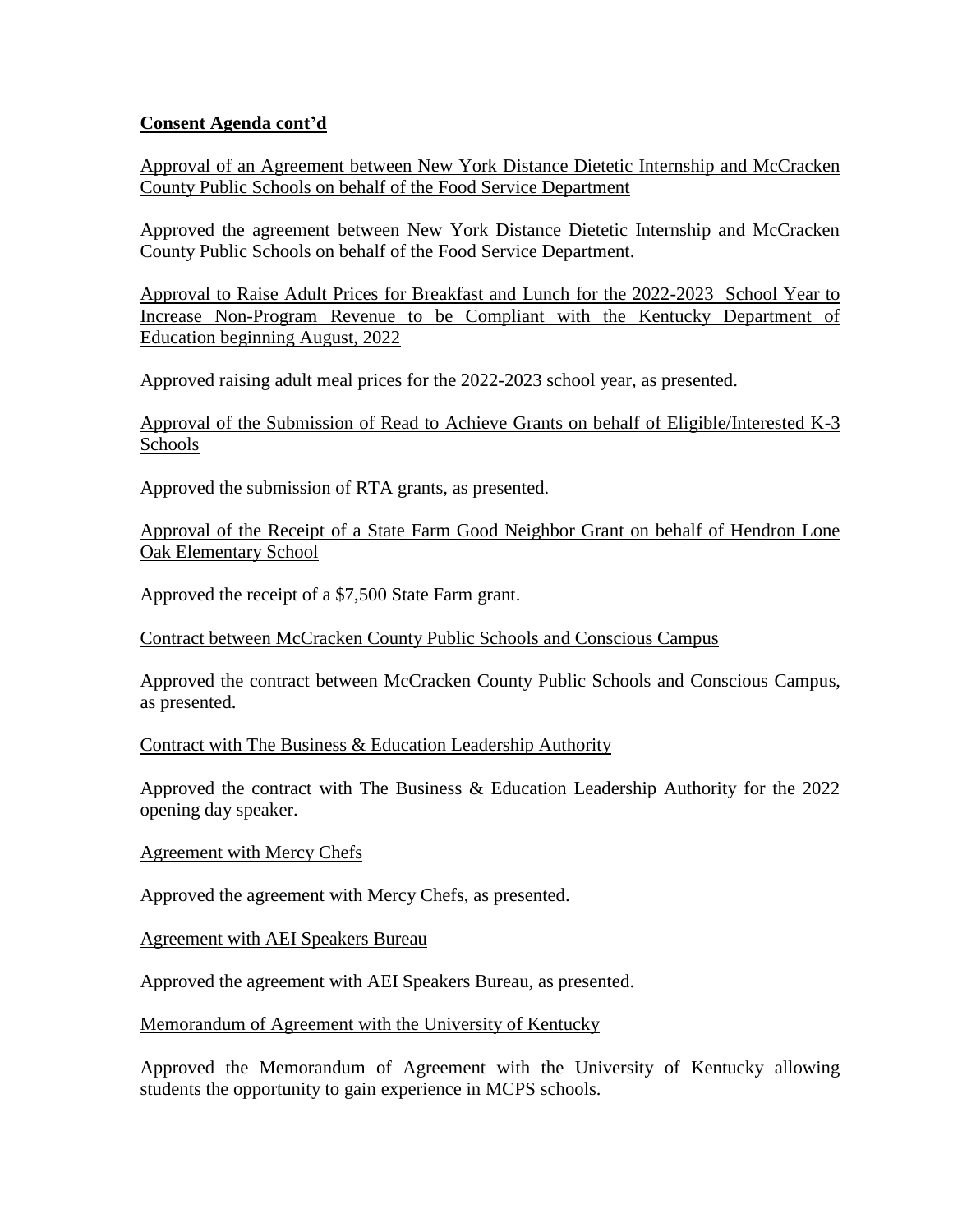**Consent Agenda cont'd**

Approval of an Agreement between New York Distance Dietetic Internship and McCracken County Public Schools on behalf of the Food Service Department

Approved the agreement between New York Distance Dietetic Internship and McCracken County Public Schools on behalf of the Food Service Department.

Approval to Raise Adult Prices for Breakfast and Lunch for the 2022-2023 School Year to Increase Non-Program Revenue to be Compliant with the Kentucky Department of Education beginning August, 2022

Approved raising adult meal prices for the 2022-2023 school year, as presented.

Approval of the Submission of Read to Achieve Grants on behalf of Eligible/Interested K-3 Schools

Approved the submission of RTA grants, as presented.

Approval of the Receipt of a State Farm Good Neighbor Grant on behalf of Hendron Lone Oak Elementary School

Approved the receipt of a $7,500 State Farm grant.

Contract between McCracken County Public Schools and Conscious Campus

Approved the contract between McCracken County Public Schools and Conscious Campus, as presented.

Contract with The Business & Education Leadership Authority

Approved the contract with The Business & Education Leadership Authority for the 2022 opening day speaker.

Agreement with Mercy Chefs

Approved the agreement with Mercy Chefs, as presented.

Agreement with AEI Speakers Bureau

Approved the agreement with AEI Speakers Bureau, as presented.

Memorandum of Agreement with the University of Kentucky

Approved the Memorandum of Agreement with the University of Kentucky allowing students the opportunity to gain experience in MCPS schools.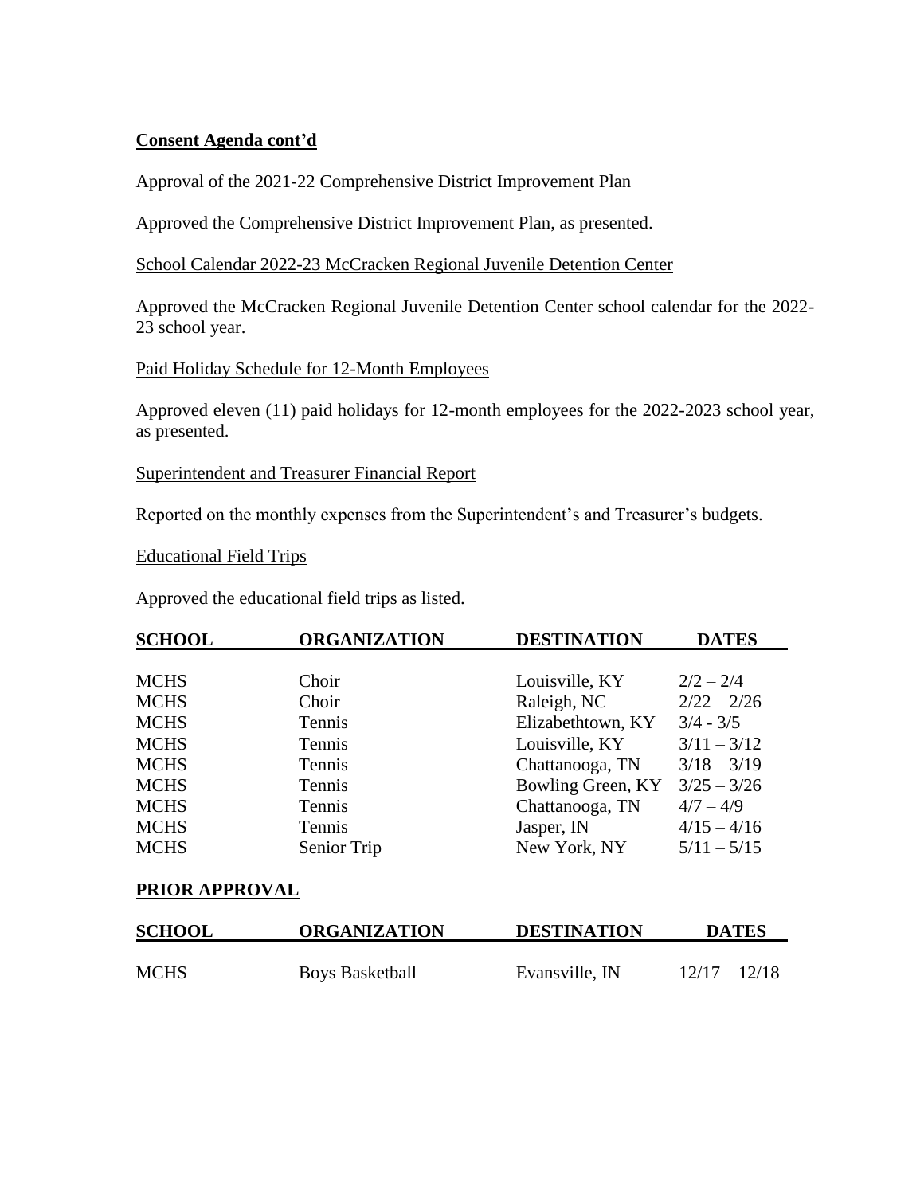**Consent Agenda cont'd**

Approval of the 2021-22 Comprehensive District Improvement Plan

Approved the Comprehensive District Improvement Plan, as presented.

School Calendar 2022-23 McCracken Regional Juvenile Detention Center

Approved the McCracken Regional Juvenile Detention Center school calendar for the 2022-23 school year.

Paid Holiday Schedule for 12-Month Employees

Approved eleven (11) paid holidays for 12-month employees for the 2022-2023 school year, as presented.

Superintendent and Treasurer Financial Report

Reported on the monthly expenses from the Superintendent's and Treasurer's budgets.

Educational Field Trips

Approved the educational field trips as listed.

| SCHOOL | ORGANIZATION | DESTINATION | DATES |
|---|---|---|---|
| MCHS | Choir | Louisville, KY | 2/2 – 2/4 |
| MCHS | Choir | Raleigh, NC | 2/22 – 2/26 |
| MCHS | Tennis | Elizabethtown, KY | 3/4 - 3/5 |
| MCHS | Tennis | Louisville, KY | 3/11 – 3/12 |
| MCHS | Tennis | Chattanooga, TN | 3/18 – 3/19 |
| MCHS | Tennis | Bowling Green, KY | 3/25 – 3/26 |
| MCHS | Tennis | Chattanooga, TN | 4/7 – 4/9 |
| MCHS | Tennis | Jasper, IN | 4/15 – 4/16 |
| MCHS | Senior Trip | New York, NY | 5/11 – 5/15 |

**PRIOR APPROVAL**

| SCHOOL | ORGANIZATION | DESTINATION | DATES |
|---|---|---|---|
| MCHS | Boys Basketball | Evansville, IN | 12/17 – 12/18 |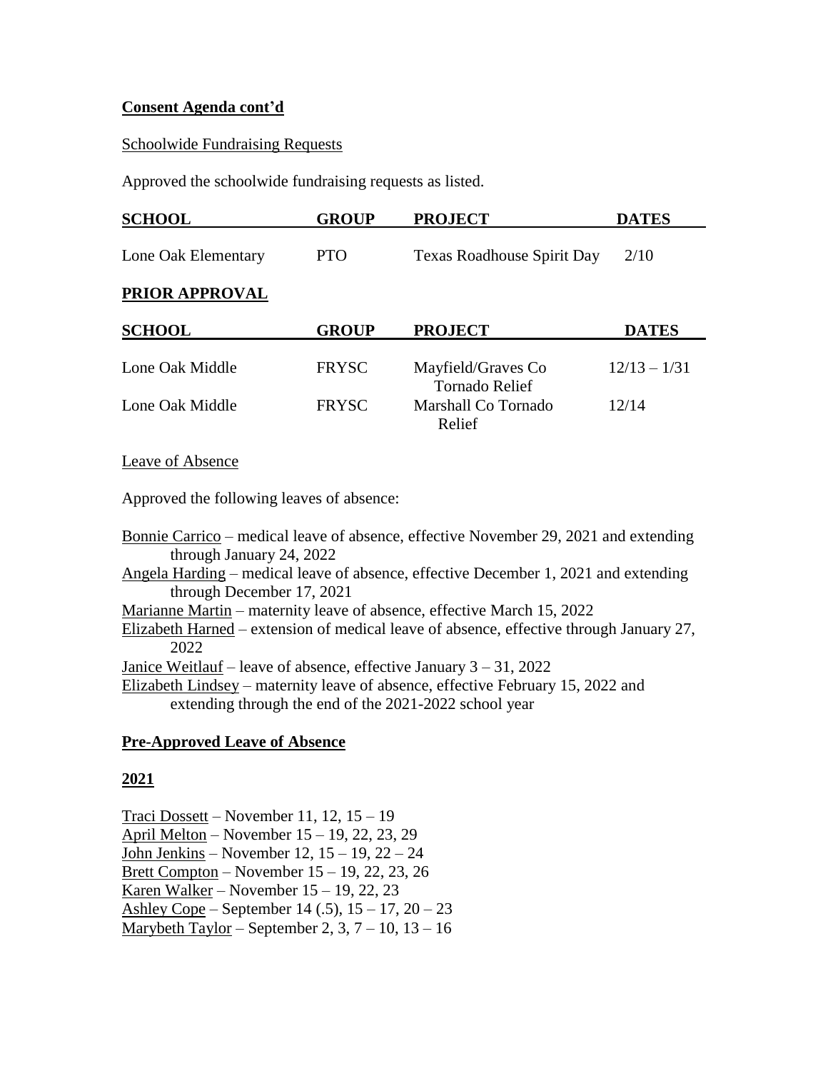**Consent Agenda cont'd**

Schoolwide Fundraising Requests

Approved the schoolwide fundraising requests as listed.

| SCHOOL | GROUP | PROJECT | DATES |
| --- | --- | --- | --- |
| Lone Oak Elementary | PTO | Texas Roadhouse Spirit Day | 2/10 |

**PRIOR APPROVAL**

| SCHOOL | GROUP | PROJECT | DATES |
| --- | --- | --- | --- |
| Lone Oak Middle | FRYSC | Mayfield/Graves Co Tornado Relief | 12/13 – 1/31 |
| Lone Oak Middle | FRYSC | Marshall Co Tornado Relief | 12/14 |

Leave of Absence

Approved the following leaves of absence:

Bonnie Carrico – medical leave of absence, effective November 29, 2021 and extending through January 24, 2022
Angela Harding – medical leave of absence, effective December 1, 2021 and extending through December 17, 2021
Marianne Martin – maternity leave of absence, effective March 15, 2022
Elizabeth Harned – extension of medical leave of absence, effective through January 27, 2022
Janice Weitlauf – leave of absence, effective January 3 – 31, 2022
Elizabeth Lindsey – maternity leave of absence, effective February 15, 2022 and extending through the end of the 2021-2022 school year

**Pre-Approved Leave of Absence**

**2021**

Traci Dossett – November 11, 12, 15 – 19
April Melton – November 15 – 19, 22, 23, 29
John Jenkins – November 12, 15 – 19, 22 – 24
Brett Compton – November 15 – 19, 22, 23, 26
Karen Walker – November 15 – 19, 22, 23
Ashley Cope – September 14 (.5), 15 – 17, 20 – 23
Marybeth Taylor – September 2, 3, 7 – 10, 13 – 16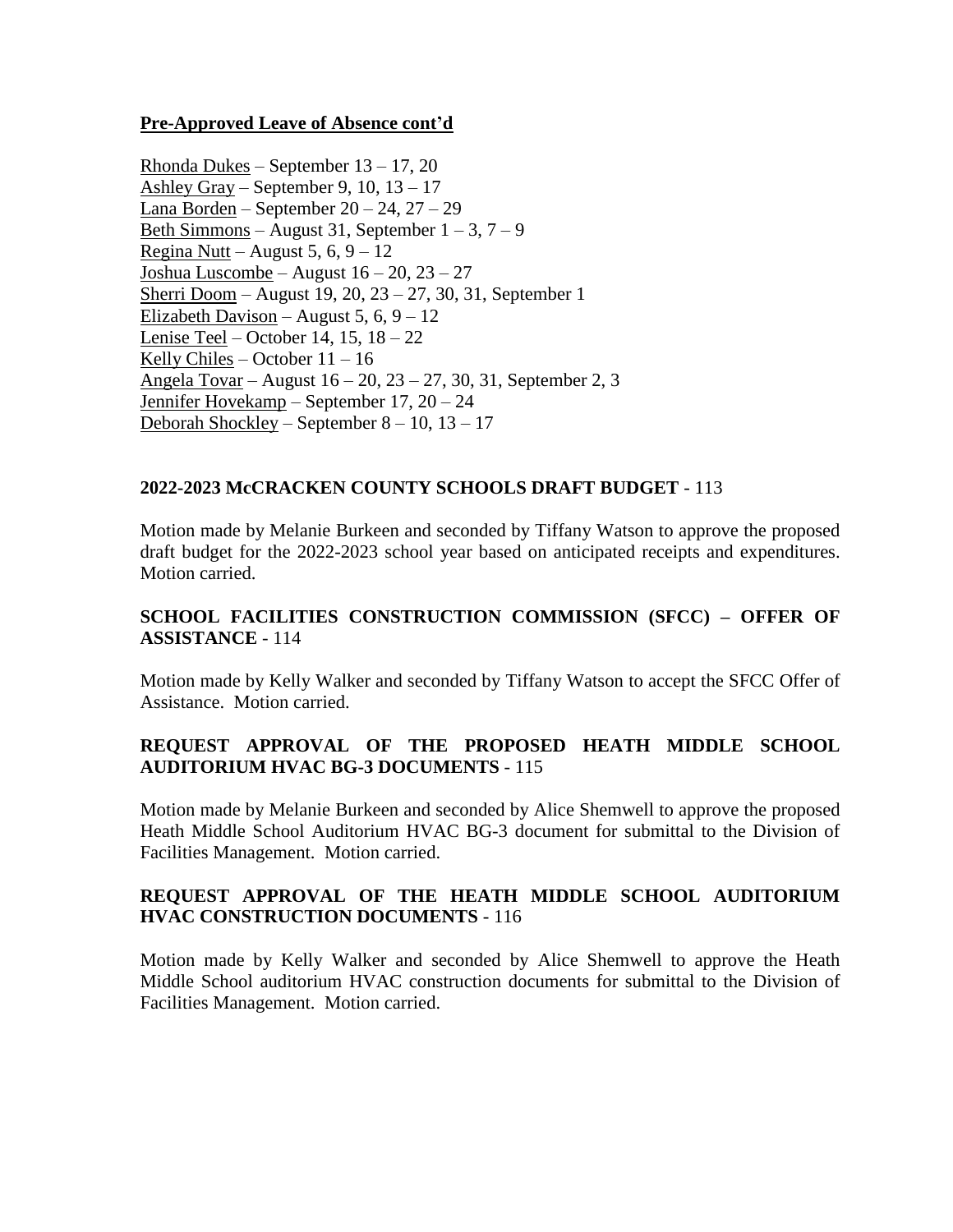**Pre-Approved Leave of Absence cont'd**

Rhonda Dukes – September 13 – 17, 20
Ashley Gray – September 9, 10, 13 – 17
Lana Borden – September 20 – 24, 27 – 29
Beth Simmons – August 31, September 1 – 3, 7 – 9
Regina Nutt – August 5, 6, 9 – 12
Joshua Luscombe – August 16 – 20, 23 – 27
Sherri Doom – August 19, 20, 23 – 27, 30, 31, September 1
Elizabeth Davison – August 5, 6, 9 – 12
Lenise Teel – October 14, 15, 18 – 22
Kelly Chiles – October 11 – 16
Angela Tovar – August 16 – 20, 23 – 27, 30, 31, September 2, 3
Jennifer Hovekamp – September 17, 20 – 24
Deborah Shockley – September 8 – 10, 13 – 17

**2022-2023 McCRACKEN COUNTY SCHOOLS DRAFT BUDGET** - 113

Motion made by Melanie Burkeen and seconded by Tiffany Watson to approve the proposed draft budget for the 2022-2023 school year based on anticipated receipts and expenditures. Motion carried.

**SCHOOL FACILITIES CONSTRUCTION COMMISSION (SFCC) – OFFER OF ASSISTANCE** - 114

Motion made by Kelly Walker and seconded by Tiffany Watson to accept the SFCC Offer of Assistance. Motion carried.

**REQUEST APPROVAL OF THE PROPOSED HEATH MIDDLE SCHOOL AUDITORIUM HVAC BG-3 DOCUMENTS** - 115

Motion made by Melanie Burkeen and seconded by Alice Shemwell to approve the proposed Heath Middle School Auditorium HVAC BG-3 document for submittal to the Division of Facilities Management. Motion carried.

**REQUEST APPROVAL OF THE HEATH MIDDLE SCHOOL AUDITORIUM HVAC CONSTRUCTION DOCUMENTS** - 116

Motion made by Kelly Walker and seconded by Alice Shemwell to approve the Heath Middle School auditorium HVAC construction documents for submittal to the Division of Facilities Management. Motion carried.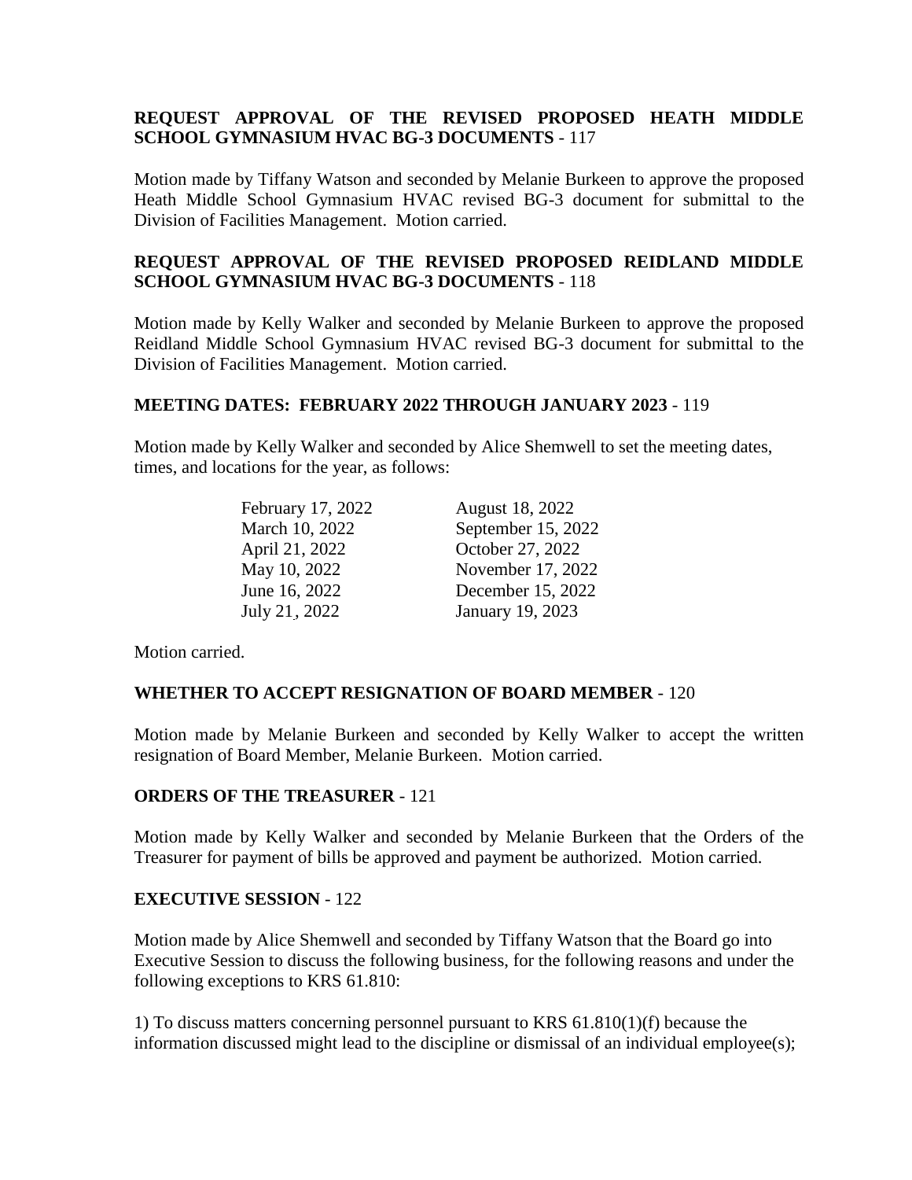**REQUEST APPROVAL OF THE REVISED PROPOSED HEATH MIDDLE SCHOOL GYMNASIUM HVAC BG-3 DOCUMENTS** - 117

Motion made by Tiffany Watson and seconded by Melanie Burkeen to approve the proposed Heath Middle School Gymnasium HVAC revised BG-3 document for submittal to the Division of Facilities Management. Motion carried.

**REQUEST APPROVAL OF THE REVISED PROPOSED REIDLAND MIDDLE SCHOOL GYMNASIUM HVAC BG-3 DOCUMENTS** - 118

Motion made by Kelly Walker and seconded by Melanie Burkeen to approve the proposed Reidland Middle School Gymnasium HVAC revised BG-3 document for submittal to the Division of Facilities Management. Motion carried.

**MEETING DATES: FEBRUARY 2022 THROUGH JANUARY 2023** - 119

Motion made by Kelly Walker and seconded by Alice Shemwell to set the meeting dates, times, and locations for the year, as follows:

| | |
|---|---|
| February 17, 2022 | August 18, 2022 |
| March 10, 2022 | September 15, 2022 |
| April 21, 2022 | October 27, 2022 |
| May 10, 2022 | November 17, 2022 |
| June 16, 2022 | December 15, 2022 |
| July 21¸ 2022 | January 19, 2023 |

Motion carried.

**WHETHER TO ACCEPT RESIGNATION OF BOARD MEMBER** - 120

Motion made by Melanie Burkeen and seconded by Kelly Walker to accept the written resignation of Board Member, Melanie Burkeen. Motion carried.

**ORDERS OF THE TREASURER** - 121

Motion made by Kelly Walker and seconded by Melanie Burkeen that the Orders of the Treasurer for payment of bills be approved and payment be authorized. Motion carried.

**EXECUTIVE SESSION** - 122

Motion made by Alice Shemwell and seconded by Tiffany Watson that the Board go into Executive Session to discuss the following business, for the following reasons and under the following exceptions to KRS 61.810:

1) To discuss matters concerning personnel pursuant to KRS 61.810(1)(f) because the information discussed might lead to the discipline or dismissal of an individual employee(s);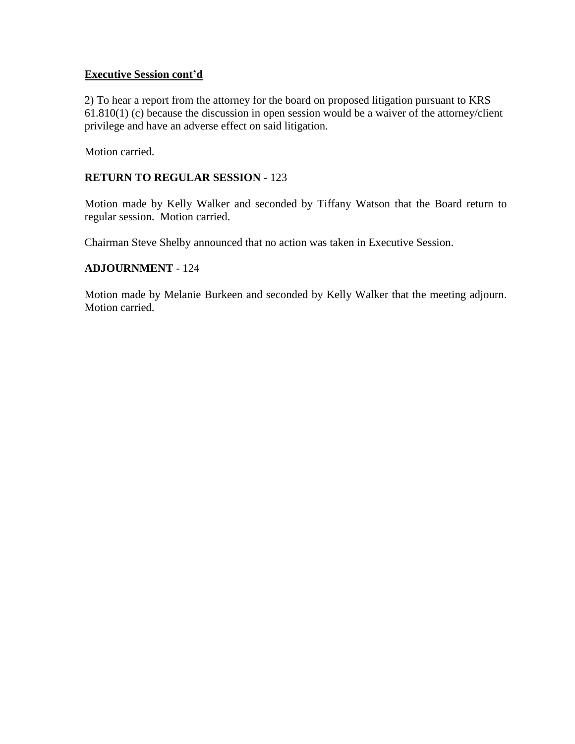**Executive Session cont'd**

2) To hear a report from the attorney for the board on proposed litigation pursuant to KRS 61.810(1) (c) because the discussion in open session would be a waiver of the attorney/client privilege and have an adverse effect on said litigation.

Motion carried.

**RETURN TO REGULAR SESSION** - 123

Motion made by Kelly Walker and seconded by Tiffany Watson that the Board return to regular session. Motion carried.

Chairman Steve Shelby announced that no action was taken in Executive Session.

**ADJOURNMENT** - 124

Motion made by Melanie Burkeen and seconded by Kelly Walker that the meeting adjourn. Motion carried.